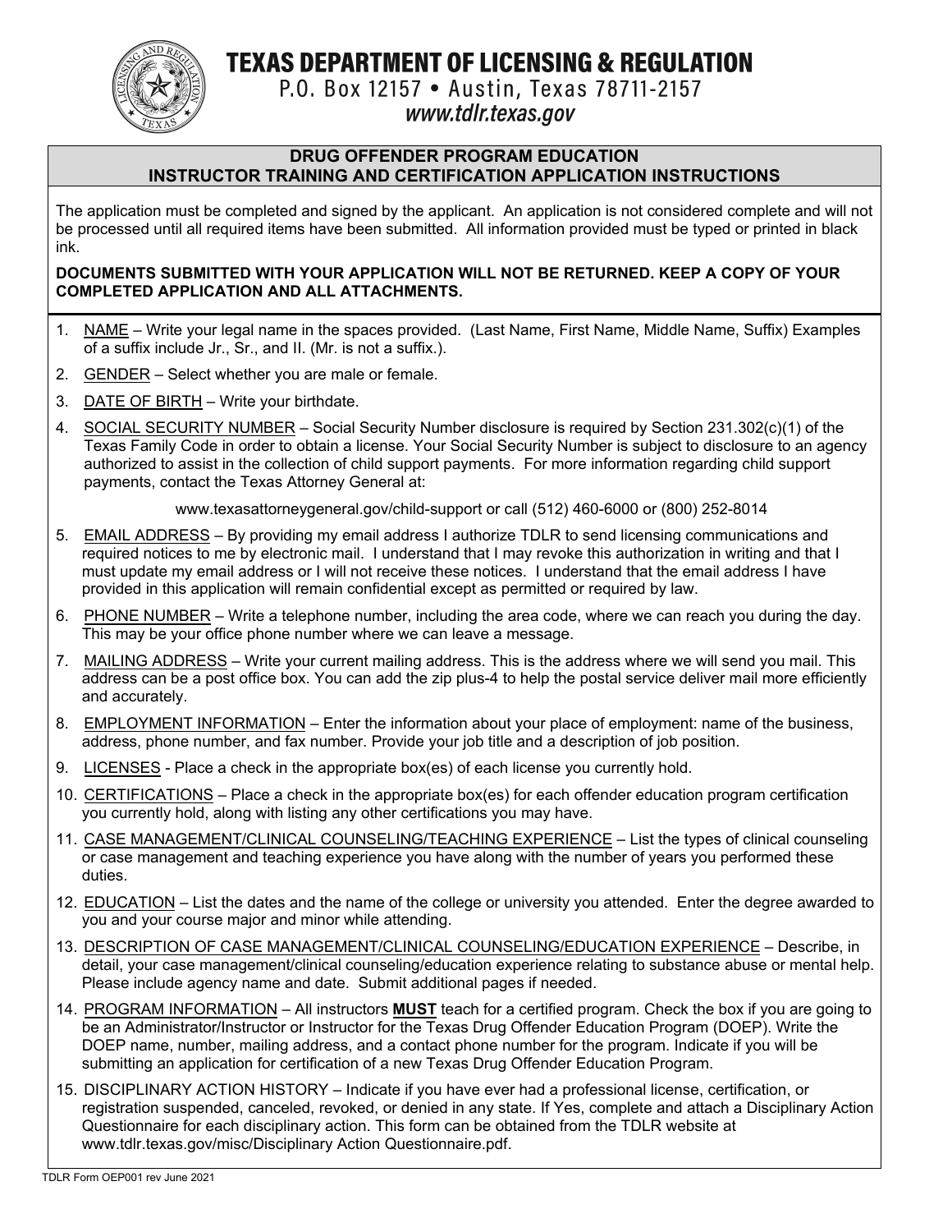# TEXAS DEPARTMENT OF LICENSING & REGULATION

P.O. Box 12157 • Austin, Texas 78711-2157

*www.tdlr.texas.gov*

## DRUG OFFENDER PROGRAM EDUCATION
## INSTRUCTOR TRAINING AND CERTIFICATION APPLICATION INSTRUCTIONS

The application must be completed and signed by the applicant. An application is not considered complete and will not be processed until all required items have been submitted. All information provided must be typed or printed in black ink.

**DOCUMENTS SUBMITTED WITH YOUR APPLICATION WILL NOT BE RETURNED. KEEP A COPY OF YOUR COMPLETED APPLICATION AND ALL ATTACHMENTS.**

1. NAME – Write your legal name in the spaces provided. (Last Name, First Name, Middle Name, Suffix) Examples of a suffix include Jr., Sr., and II. (Mr. is not a suffix.).
2. GENDER – Select whether you are male or female.
3. DATE OF BIRTH – Write your birthdate.
4. SOCIAL SECURITY NUMBER – Social Security Number disclosure is required by Section 231.302(c)(1) of the Texas Family Code in order to obtain a license. Your Social Security Number is subject to disclosure to an agency authorized to assist in the collection of child support payments. For more information regarding child support payments, contact the Texas Attorney General at:

   www.texasattorneygeneral.gov/child-support or call (512) 460-6000 or (800) 252-8014
5. EMAIL ADDRESS – By providing my email address I authorize TDLR to send licensing communications and required notices to me by electronic mail. I understand that I may revoke this authorization in writing and that I must update my email address or I will not receive these notices. I understand that the email address I have provided in this application will remain confidential except as permitted or required by law.
6. PHONE NUMBER – Write a telephone number, including the area code, where we can reach you during the day. This may be your office phone number where we can leave a message.
7. MAILING ADDRESS – Write your current mailing address. This is the address where we will send you mail. This address can be a post office box. You can add the zip plus-4 to help the postal service deliver mail more efficiently and accurately.
8. EMPLOYMENT INFORMATION – Enter the information about your place of employment: name of the business, address, phone number, and fax number. Provide your job title and a description of job position.
9. LICENSES - Place a check in the appropriate box(es) of each license you currently hold.
10. CERTIFICATIONS – Place a check in the appropriate box(es) for each offender education program certification you currently hold, along with listing any other certifications you may have.
11. CASE MANAGEMENT/CLINICAL COUNSELING/TEACHING EXPERIENCE – List the types of clinical counseling or case management and teaching experience you have along with the number of years you performed these duties.
12. EDUCATION – List the dates and the name of the college or university you attended. Enter the degree awarded to you and your course major and minor while attending.
13. DESCRIPTION OF CASE MANAGEMENT/CLINICAL COUNSELING/EDUCATION EXPERIENCE – Describe, in detail, your case management/clinical counseling/education experience relating to substance abuse or mental help. Please include agency name and date. Submit additional pages if needed.
14. PROGRAM INFORMATION – All instructors **MUST** teach for a certified program. Check the box if you are going to be an Administrator/Instructor or Instructor for the Texas Drug Offender Education Program (DOEP). Write the DOEP name, number, mailing address, and a contact phone number for the program. Indicate if you will be submitting an application for certification of a new Texas Drug Offender Education Program.
15. DISCIPLINARY ACTION HISTORY – Indicate if you have ever had a professional license, certification, or registration suspended, canceled, revoked, or denied in any state. If Yes, complete and attach a Disciplinary Action Questionnaire for each disciplinary action. This form can be obtained from the TDLR website at www.tdlr.texas.gov/misc/Disciplinary Action Questionnaire.pdf.

TDLR Form OEP001 rev June 2021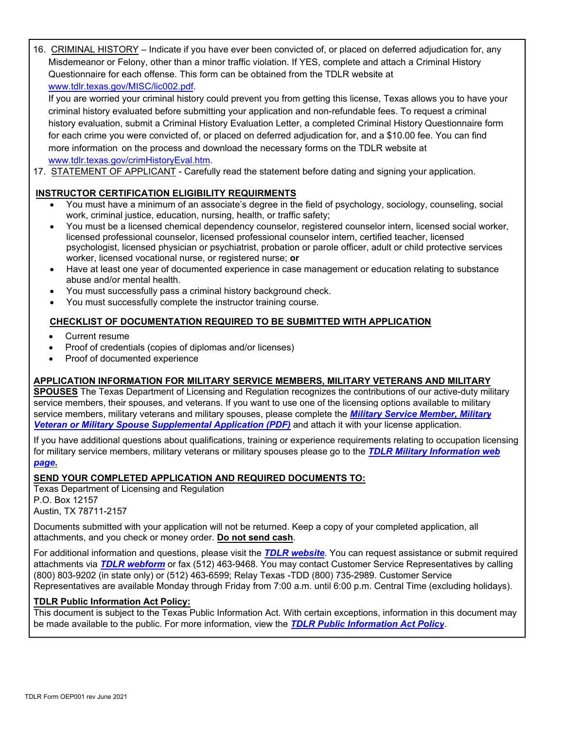16. <u>CRIMINAL HISTORY</u> – Indicate if you have ever been convicted of, or placed on deferred adjudication for, any Misdemeanor or Felony, other than a minor traffic violation. If YES, complete and attach a Criminal History Questionnaire for each offense. This form can be obtained from the TDLR website at www.tdlr.texas.gov/MISC/lic002.pdf.

    If you are worried your criminal history could prevent you from getting this license, Texas allows you to have your criminal history evaluated before submitting your application and non-refundable fees. To request a criminal history evaluation, submit a Criminal History Evaluation Letter, a completed Criminal History Questionnaire form for each crime you were convicted of, or placed on deferred adjudication for, and a $10.00 fee. You can find more information on the process and download the necessary forms on the TDLR website at www.tdlr.texas.gov/crimHistoryEval.htm.

17. <u>STATEMENT OF APPLICANT</u> - Carefully read the statement before dating and signing your application.

**INSTRUCTOR CERTIFICATION ELIGIBILITY REQUIREMENTS**

- You must have a minimum of an associate's degree in the field of psychology, sociology, counseling, social work, criminal justice, education, nursing, health, or traffic safety;
- You must be a licensed chemical dependency counselor, registered counselor intern, licensed social worker, licensed professional counselor, licensed professional counselor intern, certified teacher, licensed psychologist, licensed physician or psychiatrist, probation or parole officer, adult or child protective services worker, licensed vocational nurse, or registered nurse; **or**
- Have at least one year of documented experience in case management or education relating to substance abuse and/or mental health.
- You must successfully pass a criminal history background check.
- You must successfully complete the instructor training course.

**CHECKLIST OF DOCUMENTATION REQUIRED TO BE SUBMITTED WITH APPLICATION**

- Current resume
- Proof of credentials (copies of diplomas and/or licenses)
- Proof of documented experience

**APPLICATION INFORMATION FOR MILITARY SERVICE MEMBERS, MILITARY VETERANS AND MILITARY SPOUSES** The Texas Department of Licensing and Regulation recognizes the contributions of our active-duty military service members, their spouses, and veterans. If you want to use one of the licensing options available to military service members, military veterans and military spouses, please complete the ***Military Service Member, Military Veteran or Military Spouse Supplemental Application (PDF)*** and attach it with your license application.

If you have additional questions about qualifications, training or experience requirements relating to occupation licensing for military service members, military veterans or military spouses please go to the ***TDLR Military Information web page*.**

**SEND YOUR COMPLETED APPLICATION AND REQUIRED DOCUMENTS TO:**

Texas Department of Licensing and Regulation
P.O. Box 12157
Austin, TX 78711-2157

Documents submitted with your application will not be returned. Keep a copy of your completed application, all attachments, and you check or money order. **Do not send cash**.

For additional information and questions, please visit the ***TDLR website***. You can request assistance or submit required attachments via ***TDLR webform*** or fax (512) 463-9468. You may contact Customer Service Representatives by calling (800) 803-9202 (in state only) or (512) 463-6599; Relay Texas -TDD (800) 735-2989. Customer Service Representatives are available Monday through Friday from 7:00 a.m. until 6:00 p.m. Central Time (excluding holidays).

**TDLR Public Information Act Policy:**

This document is subject to the Texas Public Information Act. With certain exceptions, information in this document may be made available to the public. For more information, view the ***TDLR Public Information Act Policy***.

TDLR Form OEP001 rev June 2021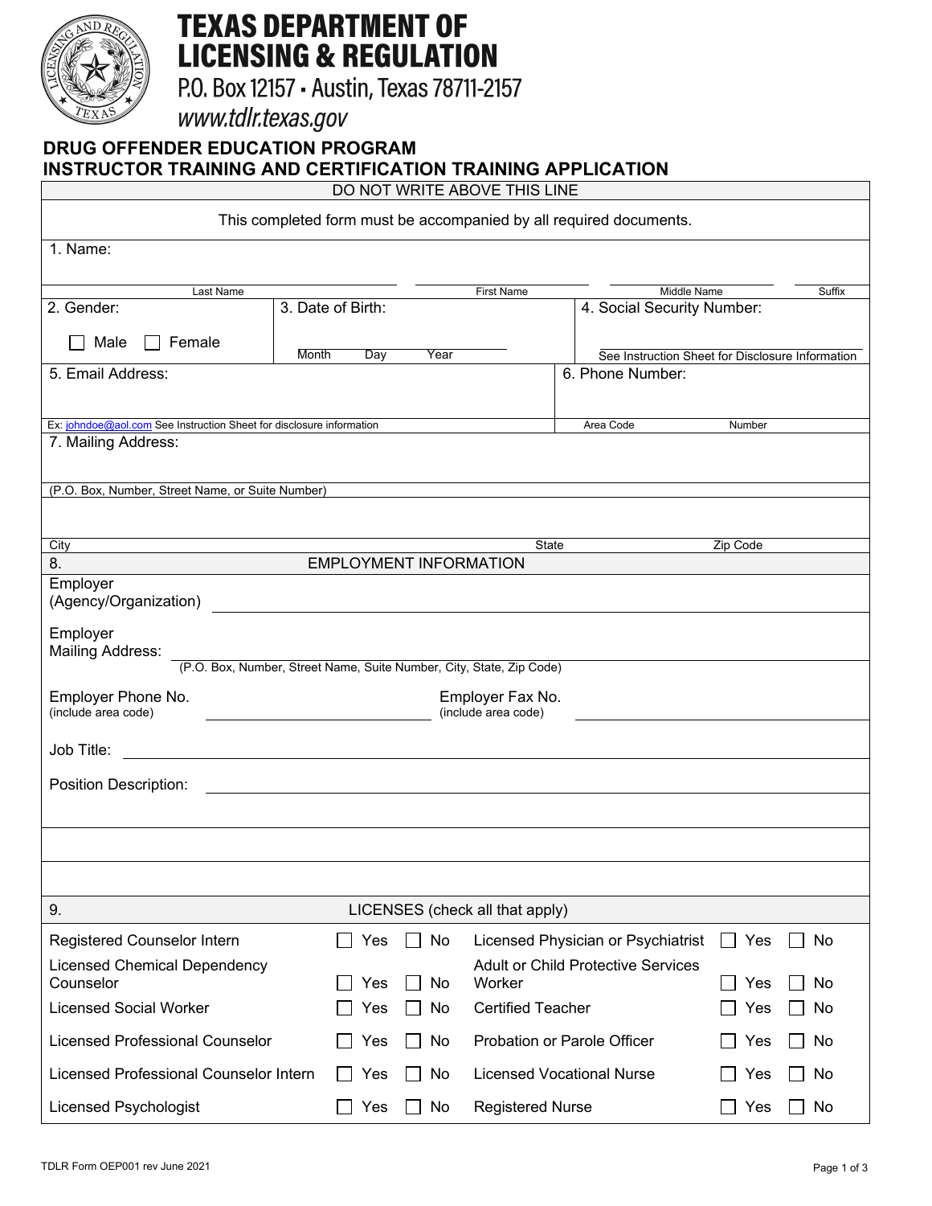# TEXAS DEPARTMENT OF LICENSING & REGULATION

P.O. Box 12157 • Austin, Texas 78711-2157

www.tdlr.texas.gov

## DRUG OFFENDER EDUCATION PROGRAM INSTRUCTOR TRAINING AND CERTIFICATION TRAINING APPLICATION

DO NOT WRITE ABOVE THIS LINE

This completed form must be accompanied by all required documents.

1. Name:

| Last Name | First Name | Middle Name | Suffix |
|---|---|---|---|
| | | | |

2. Gender: ☐ Male ☐ Female

3. Date of Birth: Month Day Year

4. Social Security Number: See Instruction Sheet for Disclosure Information

5. Email Address:

Ex: johndoe@aol.com See Instruction Sheet for disclosure information

6. Phone Number: Area Code Number

7. Mailing Address:

(P.O. Box, Number, Street Name, or Suite Number)

City State Zip Code

8. EMPLOYMENT INFORMATION

Employer (Agency/Organization) ____________________

Employer Mailing Address: ____________________
(P.O. Box, Number, Street Name, Suite Number, City, State, Zip Code)

Employer Phone No. (include area code) ____________________ Employer Fax No. (include area code) ____________________

Job Title: ____________________

Position Description: ____________________

9. LICENSES (check all that apply)

| License | Yes | No | License | Yes | No |
|---|---|---|---|---|---|
| Registered Counselor Intern | ☐ Yes | ☐ No | Licensed Physician or Psychiatrist | ☐ Yes | ☐ No |
| Licensed Chemical Dependency Counselor | ☐ Yes | ☐ No | Adult or Child Protective Services Worker | ☐ Yes | ☐ No |
| Licensed Social Worker | ☐ Yes | ☐ No | Certified Teacher | ☐ Yes | ☐ No |
| Licensed Professional Counselor | ☐ Yes | ☐ No | Probation or Parole Officer | ☐ Yes | ☐ No |
| Licensed Professional Counselor Intern | ☐ Yes | ☐ No | Licensed Vocational Nurse | ☐ Yes | ☐ No |
| Licensed Psychologist | ☐ Yes | ☐ No | Registered Nurse | ☐ Yes | ☐ No |

TDLR Form OEP001 rev June 2021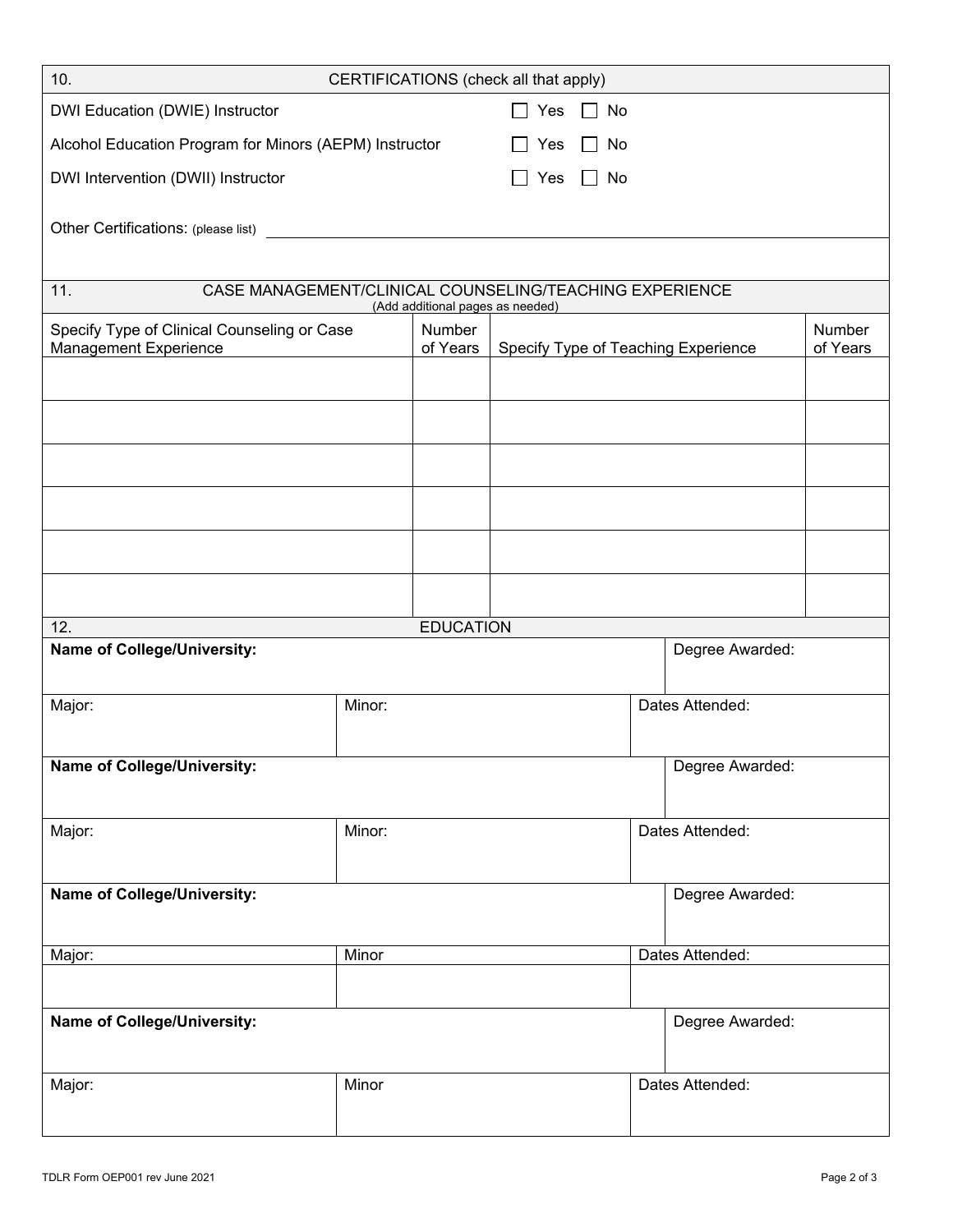## 10. CERTIFICATIONS (check all that apply)

| | |
|---|---|
| DWI Education (DWIE) Instructor | ☐ Yes ☐ No |
| Alcohol Education Program for Minors (AEPM) Instructor | ☐ Yes ☐ No |
| DWI Intervention (DWII) Instructor | ☐ Yes ☐ No |

Other Certifications: (please list) ______________________________

## 11. CASE MANAGEMENT/CLINICAL COUNSELING/TEACHING EXPERIENCE

(Add additional pages as needed)

| Specify Type of Clinical Counseling or Case Management Experience | Number of Years | Specify Type of Teaching Experience | Number of Years |
|---|---|---|---|
| | | | |
| | | | |
| | | | |
| | | | |
| | | | |
| | | | |

## 12. EDUCATION

| **Name of College/University:** | | Degree Awarded: |
|---|---|---|
| Major: | Minor: | Dates Attended: |
| **Name of College/University:** | | Degree Awarded: |
| Major: | Minor: | Dates Attended: |
| **Name of College/University:** | | Degree Awarded: |
| Major: | Minor | Dates Attended: |
| **Name of College/University:** | | Degree Awarded: |
| Major: | Minor | Dates Attended: |

TDLR Form OEP001 rev June 2021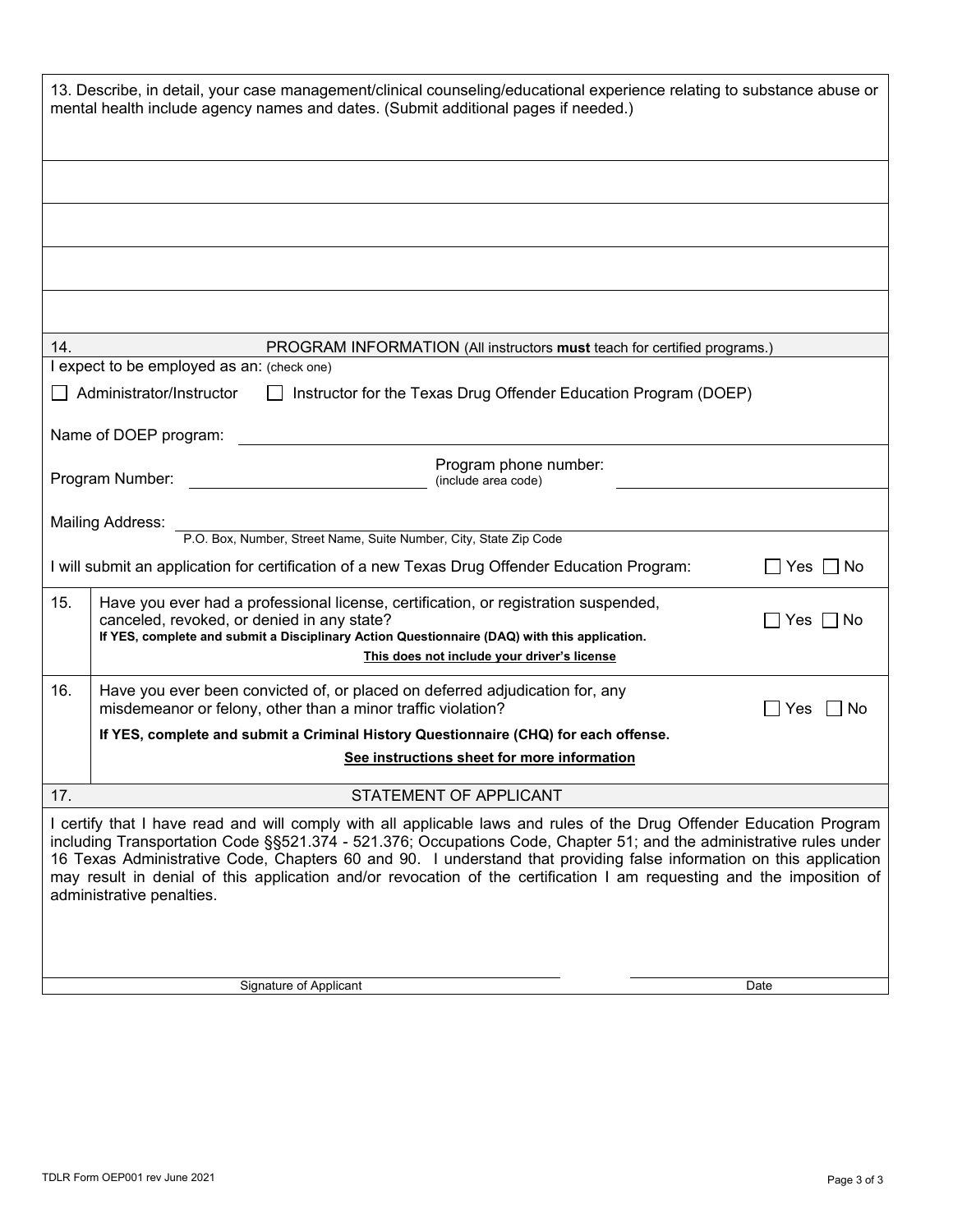13. Describe, in detail, your case management/clinical counseling/educational experience relating to substance abuse or mental health include agency names and dates. (Submit additional pages if needed.)

14. PROGRAM INFORMATION (All instructors **must** teach for certified programs.)

I expect to be employed as an: (check one)

☐ Administrator/Instructor ☐ Instructor for the Texas Drug Offender Education Program (DOEP)

Name of DOEP program: ______________________________

Program Number: ______________________ Program phone number: (include area code) ______________________

Mailing Address: ______________________________
P.O. Box, Number, Street Name, Suite Number, City, State Zip Code

I will submit an application for certification of a new Texas Drug Offender Education Program: ☐ Yes ☐ No

15. Have you ever had a professional license, certification, or registration suspended, canceled, revoked, or denied in any state? ☐ Yes ☐ No

**If YES, complete and submit a Disciplinary Action Questionnaire (DAQ) with this application.**

**This does not include your driver's license**

16. Have you ever been convicted of, or placed on deferred adjudication for, any misdemeanor or felony, other than a minor traffic violation? ☐ Yes ☐ No

**If YES, complete and submit a Criminal History Questionnaire (CHQ) for each offense.**

**See instructions sheet for more information**

17. STATEMENT OF APPLICANT

I certify that I have read and will comply with all applicable laws and rules of the Drug Offender Education Program including Transportation Code §§521.374 - 521.376; Occupations Code, Chapter 51; and the administrative rules under 16 Texas Administrative Code, Chapters 60 and 90. I understand that providing false information on this application may result in denial of this application and/or revocation of the certification I am requesting and the imposition of administrative penalties.

______________________________ ______________________
Signature of Applicant Date

TDLR Form OEP001 rev June 2021